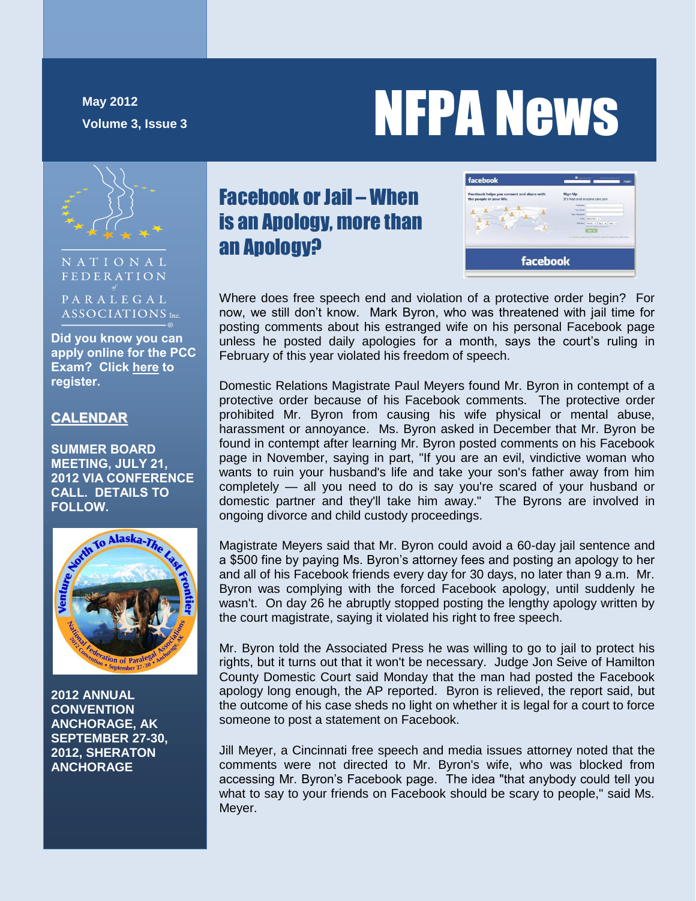May 2012

Volume 3, Issue 3

# NFPA News

NATIONAL FEDERATION of PARALEGAL ASSOCIATIONS Inc.

**Did you know you can apply online for the PCC Exam? Click here to register.**

**CALENDAR**

**SUMMER BOARD MEETING, JULY 21, 2012 VIA CONFERENCE CALL. DETAILS TO FOLLOW.**

**2012 ANNUAL CONVENTION ANCHORAGE, AK SEPTEMBER 27-30, 2012, SHERATON ANCHORAGE**

## Facebook or Jail – When is an Apology, more than an Apology?

Where does free speech end and violation of a protective order begin? For now, we still don't know. Mark Byron, who was threatened with jail time for posting comments about his estranged wife on his personal Facebook page unless he posted daily apologies for a month, says the court's ruling in February of this year violated his freedom of speech.

Domestic Relations Magistrate Paul Meyers found Mr. Byron in contempt of a protective order because of his Facebook comments. The protective order prohibited Mr. Byron from causing his wife physical or mental abuse, harassment or annoyance. Ms. Byron asked in December that Mr. Byron be found in contempt after learning Mr. Byron posted comments on his Facebook page in November, saying in part, "If you are an evil, vindictive woman who wants to ruin your husband's life and take your son's father away from him completely — all you need to do is say you're scared of your husband or domestic partner and they'll take him away." The Byrons are involved in ongoing divorce and child custody proceedings.

Magistrate Meyers said that Mr. Byron could avoid a 60-day jail sentence and a $500 fine by paying Ms. Byron's attorney fees and posting an apology to her and all of his Facebook friends every day for 30 days, no later than 9 a.m. Mr. Byron was complying with the forced Facebook apology, until suddenly he wasn't. On day 26 he abruptly stopped posting the lengthy apology written by the court magistrate, saying it violated his right to free speech.

Mr. Byron told the Associated Press he was willing to go to jail to protect his rights, but it turns out that it won't be necessary. Judge Jon Seive of Hamilton County Domestic Court said Monday that the man had posted the Facebook apology long enough, the AP reported. Byron is relieved, the report said, but the outcome of his case sheds no light on whether it is legal for a court to force someone to post a statement on Facebook.

Jill Meyer, a Cincinnati free speech and media issues attorney noted that the comments were not directed to Mr. Byron's wife, who was blocked from accessing Mr. Byron's Facebook page. The idea "that anybody could tell you what to say to your friends on Facebook should be scary to people," said Ms. Meyer.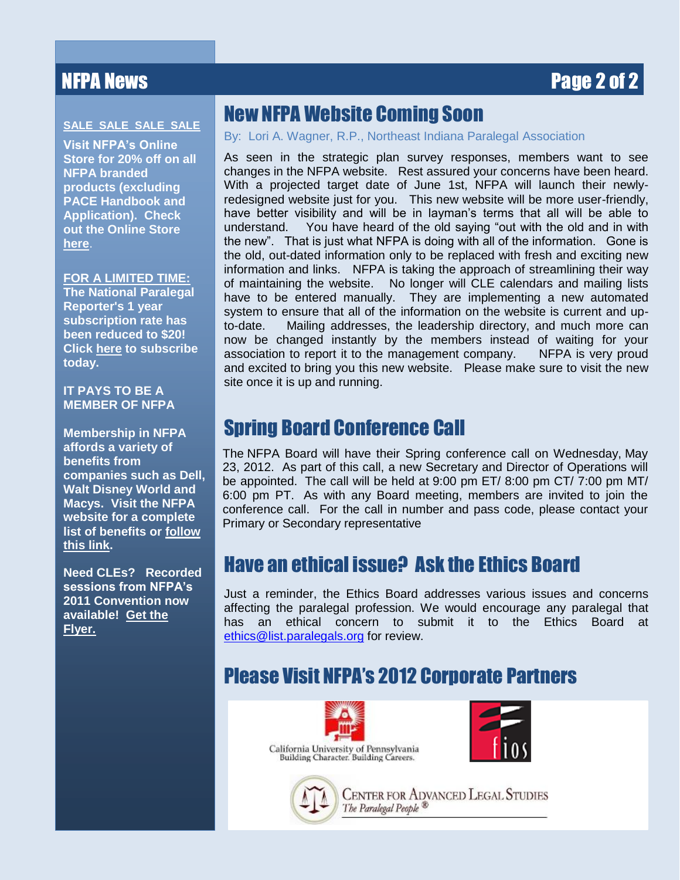**SALE SALE SALE SALE**

**Visit NFPA's Online Store for 20% off on all NFPA branded products (excluding PACE Handbook and Application). Check out the Online Store here.**

**FOR A LIMITED TIME: The National Paralegal Reporter's 1 year subscription rate has been reduced to $20! Click here to subscribe today.**

**IT PAYS TO BE A MEMBER OF NFPA**

**Membership in NFPA affords a variety of benefits from companies such as Dell, Walt Disney World and Macys. Visit the NFPA website for a complete list of benefits or follow this link.**

**Need CLEs? Recorded sessions from NFPA's 2011 Convention now available! Get the Flyer.**

## New NFPA Website Coming Soon

By: Lori A. Wagner, R.P., Northeast Indiana Paralegal Association

As seen in the strategic plan survey responses, members want to see changes in the NFPA website. Rest assured your concerns have been heard. With a projected target date of June 1st, NFPA will launch their newly-redesigned website just for you. This new website will be more user-friendly, have better visibility and will be in layman's terms that all will be able to understand. You have heard of the old saying "out with the old and in with the new". That is just what NFPA is doing with all of the information. Gone is the old, out-dated information only to be replaced with fresh and exciting new information and links. NFPA is taking the approach of streamlining their way of maintaining the website. No longer will CLE calendars and mailing lists have to be entered manually. They are implementing a new automated system to ensure that all of the information on the website is current and up-to-date. Mailing addresses, the leadership directory, and much more can now be changed instantly by the members instead of waiting for your association to report it to the management company. NFPA is very proud and excited to bring you this new website. Please make sure to visit the new site once it is up and running.

## Spring Board Conference Call

The NFPA Board will have their Spring conference call on Wednesday, May 23, 2012. As part of this call, a new Secretary and Director of Operations will be appointed. The call will be held at 9:00 pm ET/ 8:00 pm CT/ 7:00 pm MT/ 6:00 pm PT. As with any Board meeting, members are invited to join the conference call. For the call in number and pass code, please contact your Primary or Secondary representative

## Have an ethical issue? Ask the Ethics Board

Just a reminder, the Ethics Board addresses various issues and concerns affecting the paralegal profession. We would encourage any paralegal that has an ethical concern to submit it to the Ethics Board at ethics@list.paralegals.org for review.

## Please Visit NFPA's 2012 Corporate Partners

California University of Pennsylvania
Building Character. Building Careers.

fios

Center for Advanced Legal Studies
The Paralegal People®